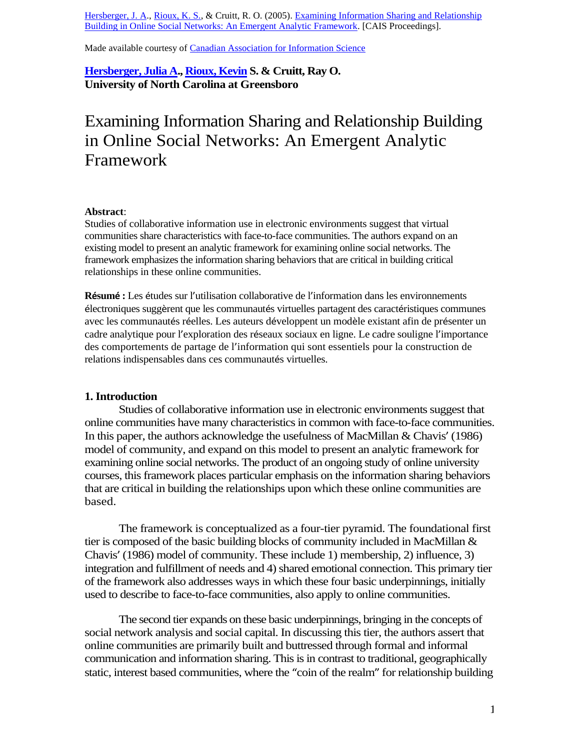Hersberger, J. A., Rioux, K. S., & Cruitt, R. O. (2005). Examining Information Sharing and Relationship Building in Online Social Networks: An Emergent Analytic Framework. [CAIS Proceedings].

Made available courtesy of Canadian Association for Information Science

**Hersberger, Julia A., Rioux, Kevin S. & Cruitt, Ray O.**
**University of North Carolina at Greensboro**

# Examining Information Sharing and Relationship Building in Online Social Networks: An Emergent Analytic Framework

**Abstract**:
Studies of collaborative information use in electronic environments suggest that virtual communities share characteristics with face-to-face communities. The authors expand on an existing model to present an analytic framework for examining online social networks. The framework emphasizes the information sharing behaviors that are critical in building critical relationships in these online communities.

**Résumé :** Les études sur l'utilisation collaborative de l'information dans les environnements électroniques suggèrent que les communautés virtuelles partagent des caractéristiques communes avec les communautés réelles. Les auteurs développent un modèle existant afin de présenter un cadre analytique pour l'exploration des réseaux sociaux en ligne. Le cadre souligne l'importance des comportements de partage de l'information qui sont essentiels pour la construction de relations indispensables dans ces communautés virtuelles.

## 1. Introduction

Studies of collaborative information use in electronic environments suggest that online communities have many characteristics in common with face-to-face communities. In this paper, the authors acknowledge the usefulness of MacMillan & Chavis' (1986) model of community, and expand on this model to present an analytic framework for examining online social networks. The product of an ongoing study of online university courses, this framework places particular emphasis on the information sharing behaviors that are critical in building the relationships upon which these online communities are based.

The framework is conceptualized as a four-tier pyramid. The foundational first tier is composed of the basic building blocks of community included in MacMillan & Chavis' (1986) model of community. These include 1) membership, 2) influence, 3) integration and fulfillment of needs and 4) shared emotional connection. This primary tier of the framework also addresses ways in which these four basic underpinnings, initially used to describe to face-to-face communities, also apply to online communities.

The second tier expands on these basic underpinnings, bringing in the concepts of social network analysis and social capital. In discussing this tier, the authors assert that online communities are primarily built and buttressed through formal and informal communication and information sharing. This is in contrast to traditional, geographically static, interest based communities, where the "coin of the realm" for relationship building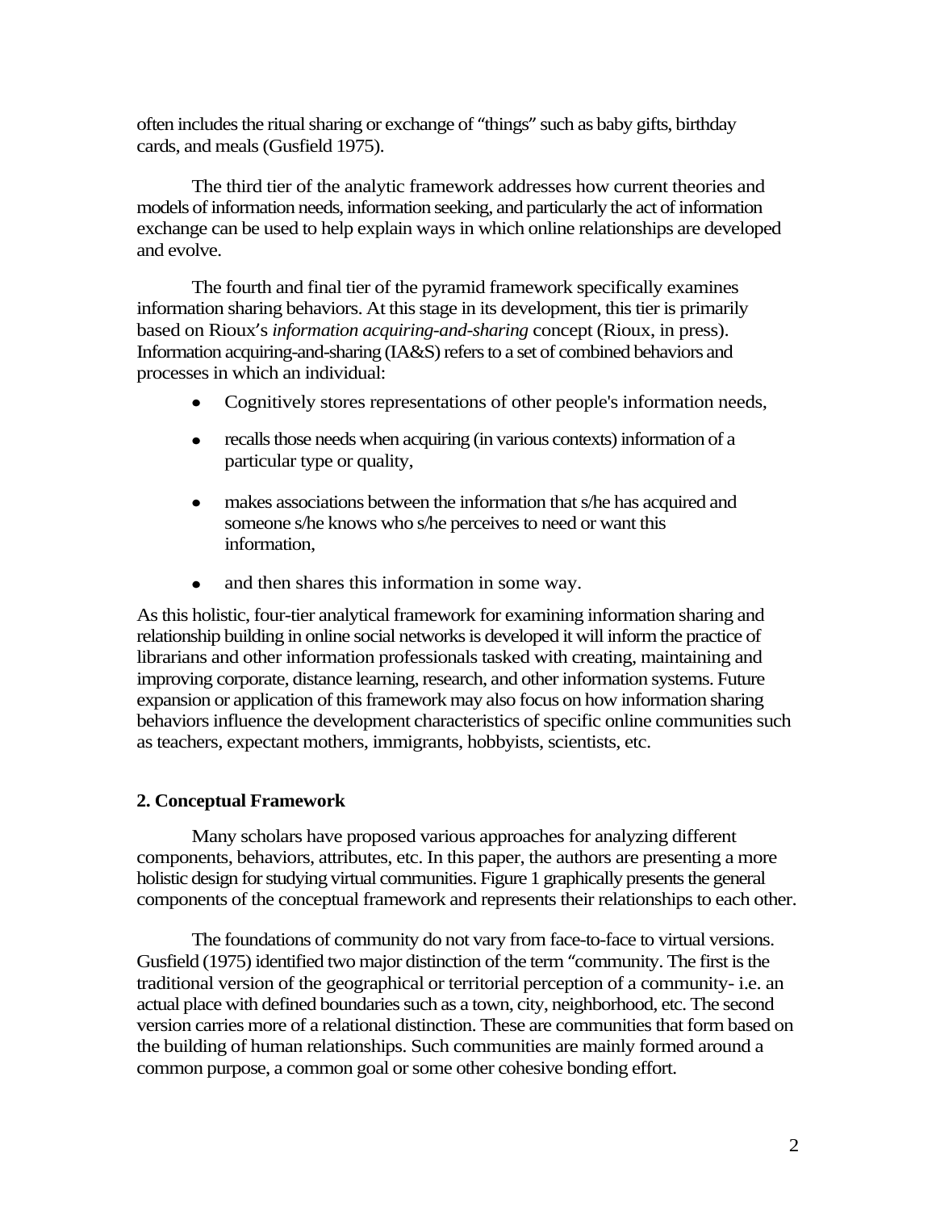often includes the ritual sharing or exchange of "things" such as baby gifts, birthday cards, and meals (Gusfield 1975).

The third tier of the analytic framework addresses how current theories and models of information needs, information seeking, and particularly the act of information exchange can be used to help explain ways in which online relationships are developed and evolve.

The fourth and final tier of the pyramid framework specifically examines information sharing behaviors. At this stage in its development, this tier is primarily based on Rioux's *information acquiring-and-sharing* concept (Rioux, in press). Information acquiring-and-sharing (IA&S) refers to a set of combined behaviors and processes in which an individual:

- Cognitively stores representations of other people's information needs,
- recalls those needs when acquiring (in various contexts) information of a particular type or quality,
- makes associations between the information that s/he has acquired and someone s/he knows who s/he perceives to need or want this information,
- and then shares this information in some way.

As this holistic, four-tier analytical framework for examining information sharing and relationship building in online social networks is developed it will inform the practice of librarians and other information professionals tasked with creating, maintaining and improving corporate, distance learning, research, and other information systems. Future expansion or application of this framework may also focus on how information sharing behaviors influence the development characteristics of specific online communities such as teachers, expectant mothers, immigrants, hobbyists, scientists, etc.

## 2. Conceptual Framework

Many scholars have proposed various approaches for analyzing different components, behaviors, attributes, etc. In this paper, the authors are presenting a more holistic design for studying virtual communities. Figure 1 graphically presents the general components of the conceptual framework and represents their relationships to each other.

The foundations of community do not vary from face-to-face to virtual versions. Gusfield (1975) identified two major distinction of the term "community. The first is the traditional version of the geographical or territorial perception of a community- i.e. an actual place with defined boundaries such as a town, city, neighborhood, etc. The second version carries more of a relational distinction. These are communities that form based on the building of human relationships. Such communities are mainly formed around a common purpose, a common goal or some other cohesive bonding effort.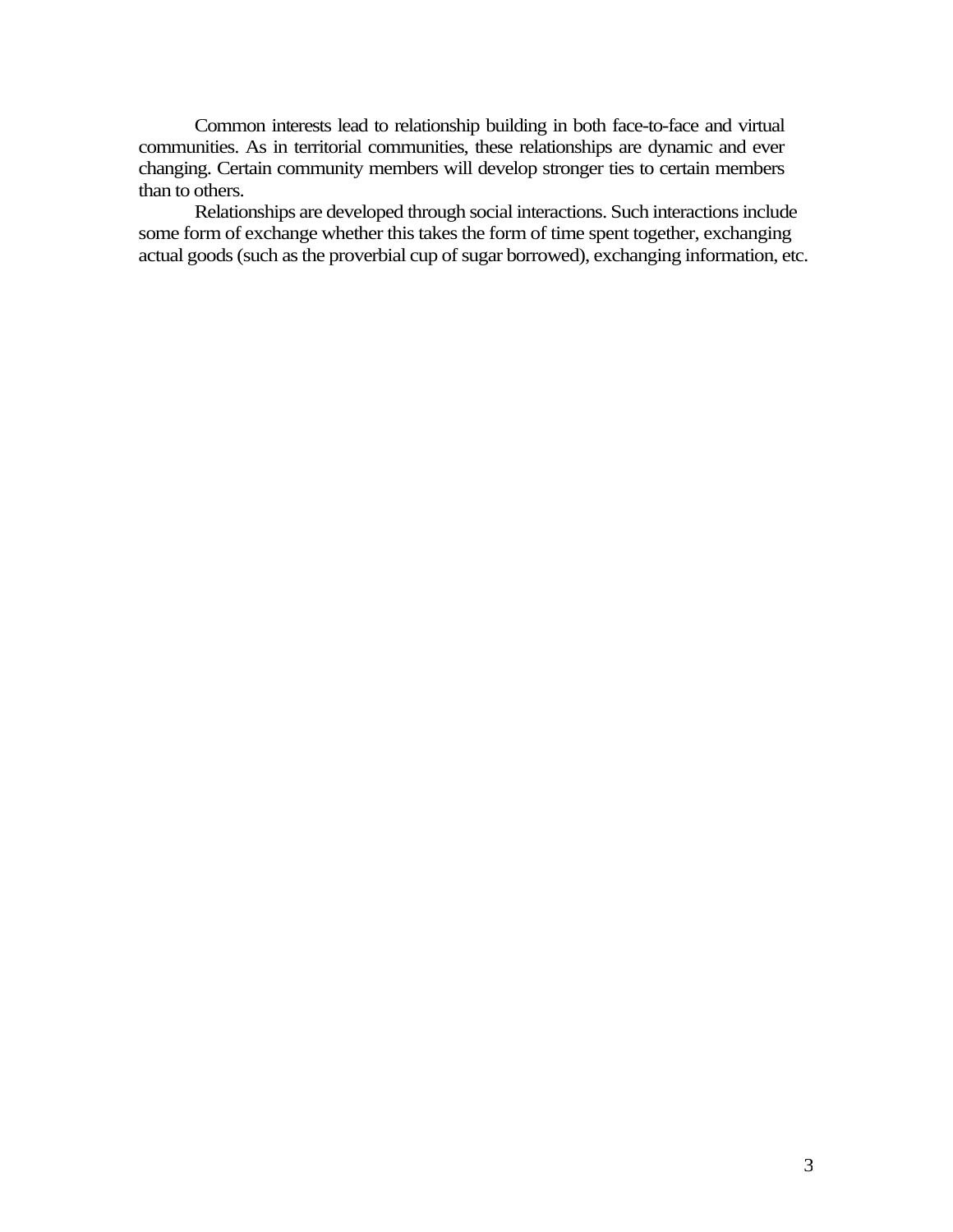Common interests lead to relationship building in both face-to-face and virtual communities. As in territorial communities, these relationships are dynamic and ever changing. Certain community members will develop stronger ties to certain members than to others.

Relationships are developed through social interactions. Such interactions include some form of exchange whether this takes the form of time spent together, exchanging actual goods (such as the proverbial cup of sugar borrowed), exchanging information, etc.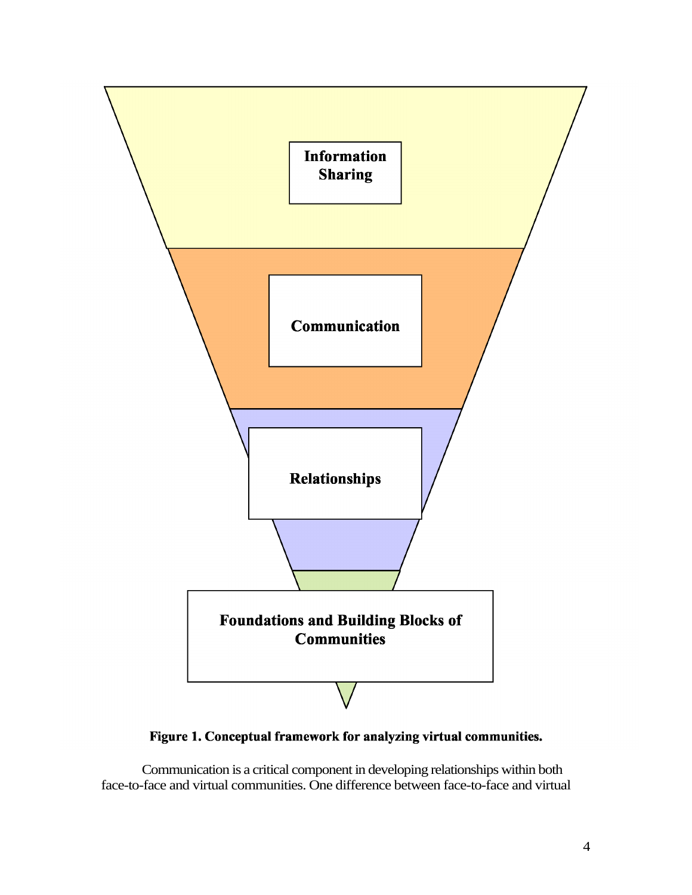Information Sharing

Communication

Relationships

Foundations and Building Blocks of Communities

**Figure 1. Conceptual framework for analyzing virtual communities.**

Communication is a critical component in developing relationships within both face-to-face and virtual communities. One difference between face-to-face and virtual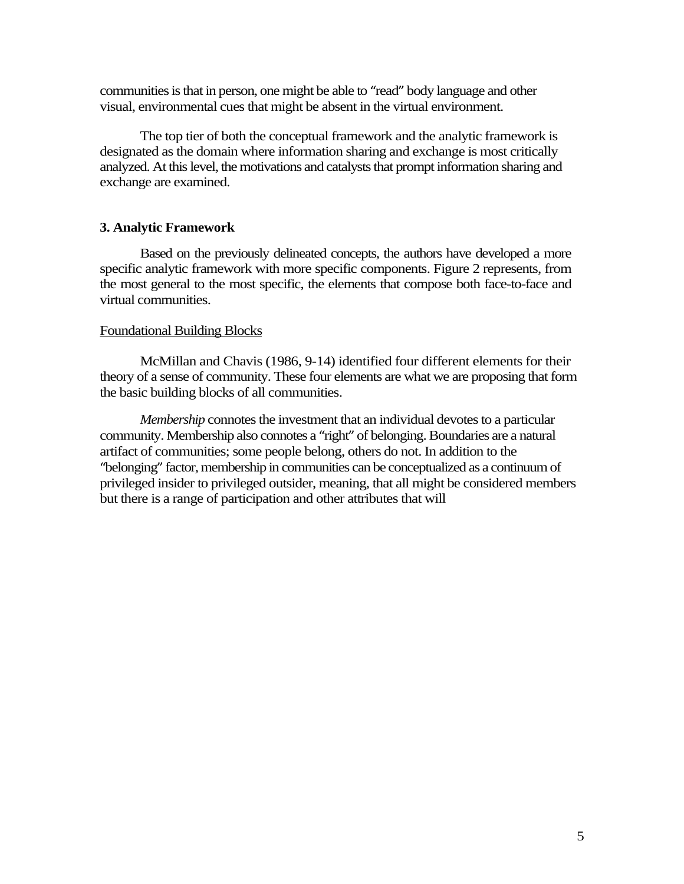communities is that in person, one might be able to "read" body language and other visual, environmental cues that might be absent in the virtual environment.

The top tier of both the conceptual framework and the analytic framework is designated as the domain where information sharing and exchange is most critically analyzed. At this level, the motivations and catalysts that prompt information sharing and exchange are examined.

**3. Analytic Framework**

Based on the previously delineated concepts, the authors have developed a more specific analytic framework with more specific components. Figure 2 represents, from the most general to the most specific, the elements that compose both face-to-face and virtual communities.

<u>Foundational Building Blocks</u>

McMillan and Chavis (1986, 9-14) identified four different elements for their theory of a sense of community. These four elements are what we are proposing that form the basic building blocks of all communities.

*Membership* connotes the investment that an individual devotes to a particular community. Membership also connotes a "right" of belonging. Boundaries are a natural artifact of communities; some people belong, others do not. In addition to the "belonging" factor, membership in communities can be conceptualized as a continuum of privileged insider to privileged outsider, meaning, that all might be considered members but there is a range of participation and other attributes that will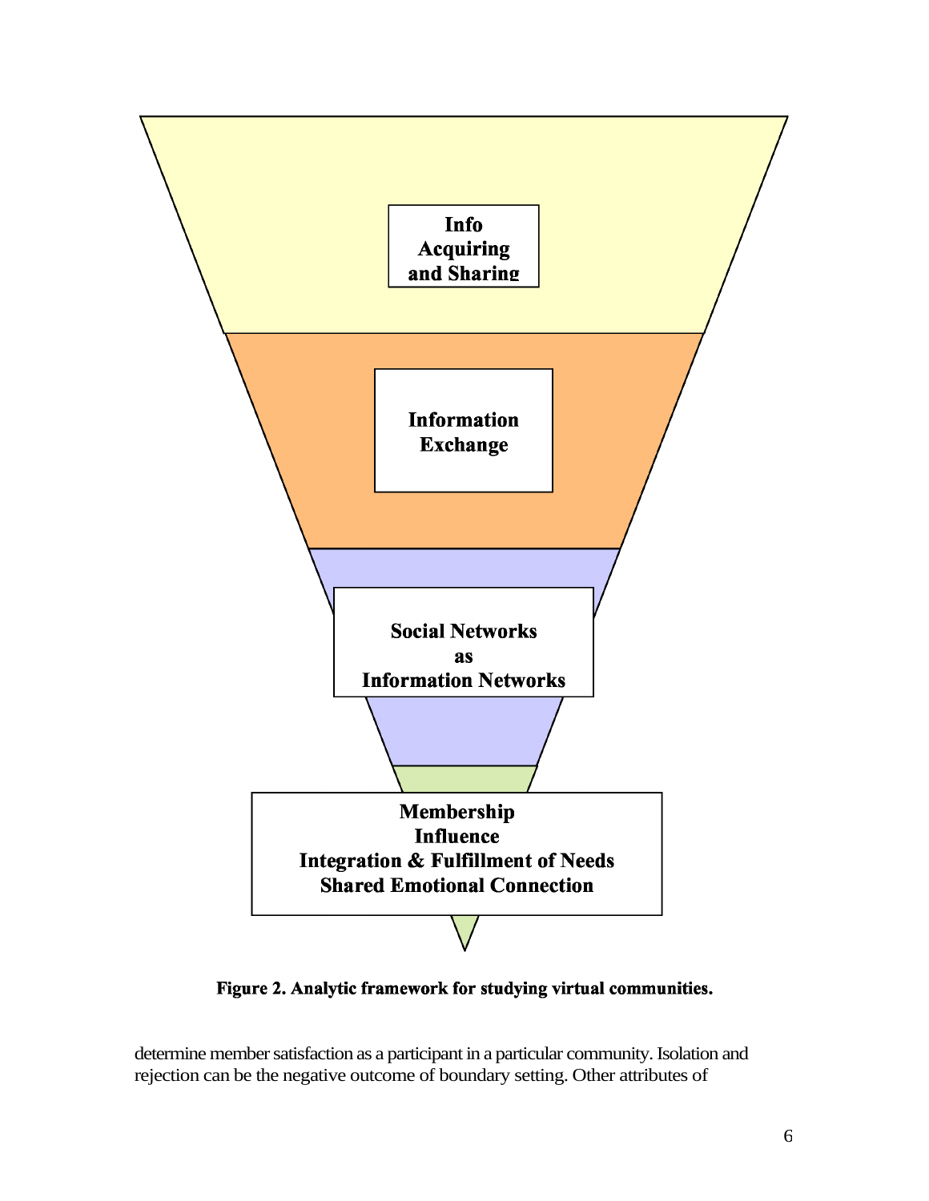Info Acquiring and Sharing

Information Exchange

Social Networks as Information Networks

Membership
Influence
Integration & Fulfillment of Needs
Shared Emotional Connection

**Figure 2. Analytic framework for studying virtual communities.**

determine member satisfaction as a participant in a particular community. Isolation and rejection can be the negative outcome of boundary setting. Other attributes of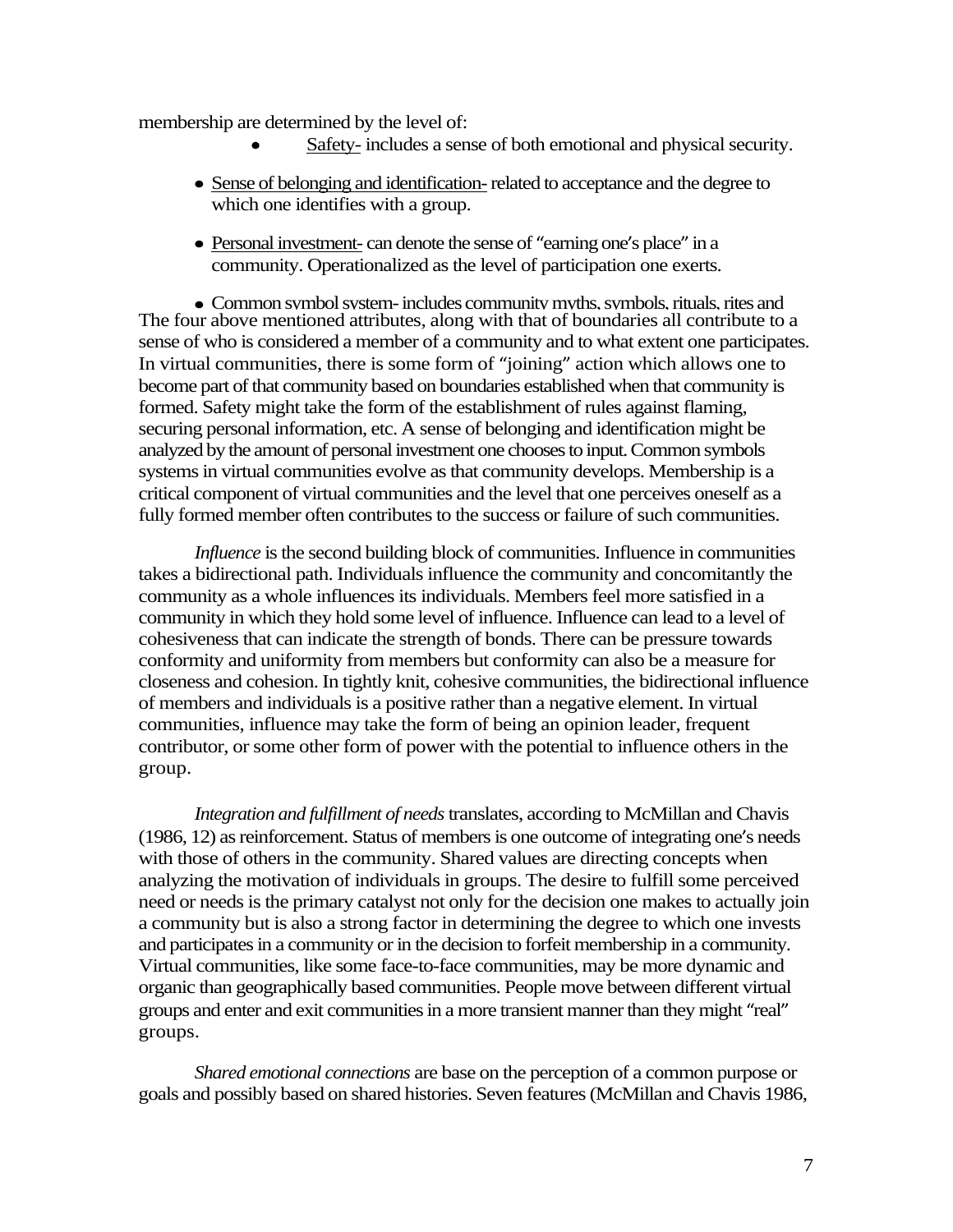membership are determined by the level of:

- Safety- includes a sense of both emotional and physical security.
- Sense of belonging and identification- related to acceptance and the degree to which one identifies with a group.
- Personal investment- can denote the sense of "earning one's place" in a community. Operationalized as the level of participation one exerts.
- Common symbol system- includes community myths, symbols, rituals, rites and

The four above mentioned attributes, along with that of boundaries all contribute to a sense of who is considered a member of a community and to what extent one participates. In virtual communities, there is some form of "joining" action which allows one to become part of that community based on boundaries established when that community is formed. Safety might take the form of the establishment of rules against flaming, securing personal information, etc. A sense of belonging and identification might be analyzed by the amount of personal investment one chooses to input. Common symbols systems in virtual communities evolve as that community develops. Membership is a critical component of virtual communities and the level that one perceives oneself as a fully formed member often contributes to the success or failure of such communities.

*Influence* is the second building block of communities. Influence in communities takes a bidirectional path. Individuals influence the community and concomitantly the community as a whole influences its individuals. Members feel more satisfied in a community in which they hold some level of influence. Influence can lead to a level of cohesiveness that can indicate the strength of bonds. There can be pressure towards conformity and uniformity from members but conformity can also be a measure for closeness and cohesion. In tightly knit, cohesive communities, the bidirectional influence of members and individuals is a positive rather than a negative element. In virtual communities, influence may take the form of being an opinion leader, frequent contributor, or some other form of power with the potential to influence others in the group.

*Integration and fulfillment of needs* translates, according to McMillan and Chavis (1986, 12) as reinforcement. Status of members is one outcome of integrating one's needs with those of others in the community. Shared values are directing concepts when analyzing the motivation of individuals in groups. The desire to fulfill some perceived need or needs is the primary catalyst not only for the decision one makes to actually join a community but is also a strong factor in determining the degree to which one invests and participates in a community or in the decision to forfeit membership in a community. Virtual communities, like some face-to-face communities, may be more dynamic and organic than geographically based communities. People move between different virtual groups and enter and exit communities in a more transient manner than they might "real" groups.

*Shared emotional connections* are base on the perception of a common purpose or goals and possibly based on shared histories. Seven features (McMillan and Chavis 1986,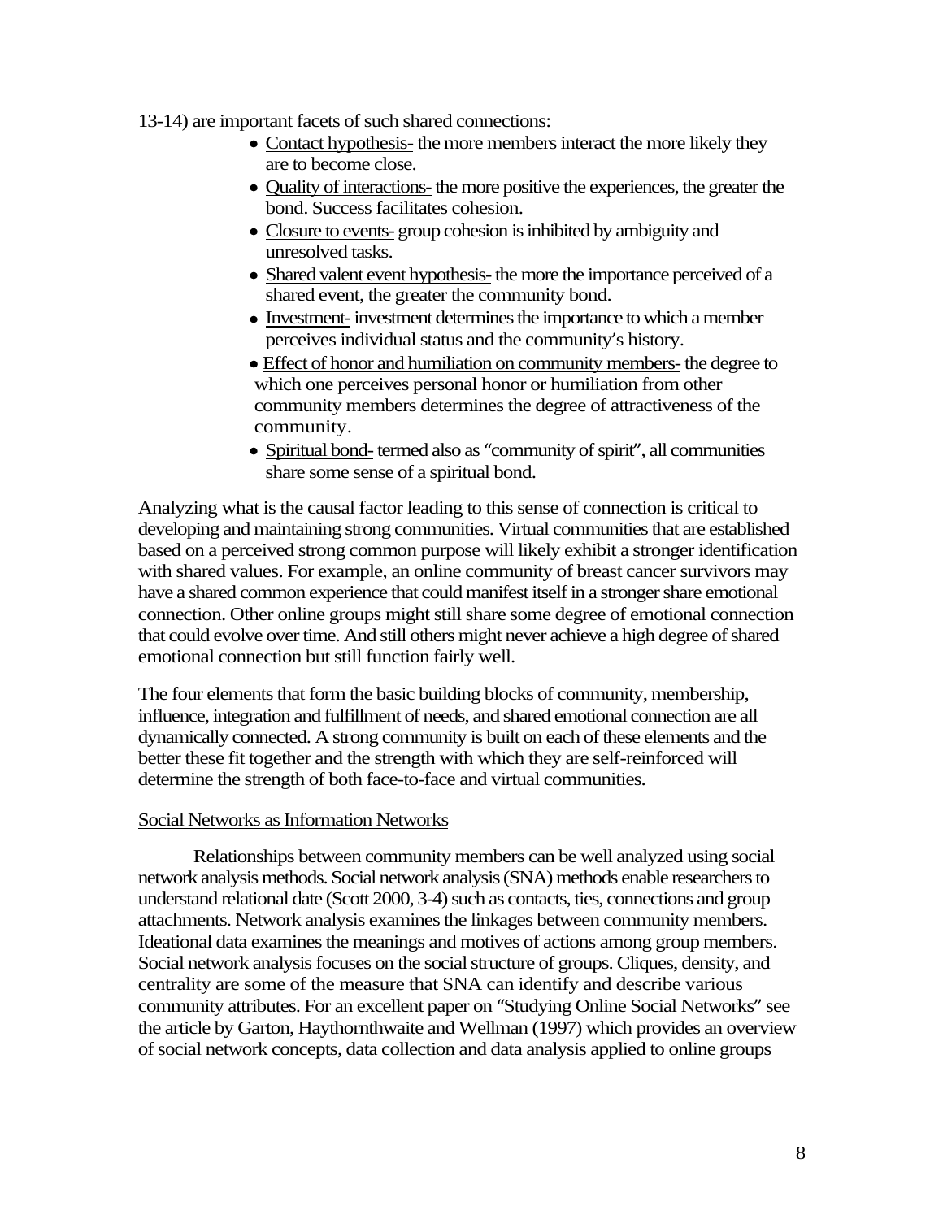13-14) are important facets of such shared connections:

- Contact hypothesis- the more members interact the more likely they are to become close.
- Quality of interactions- the more positive the experiences, the greater the bond. Success facilitates cohesion.
- Closure to events- group cohesion is inhibited by ambiguity and unresolved tasks.
- Shared valent event hypothesis- the more the importance perceived of a shared event, the greater the community bond.
- Investment- investment determines the importance to which a member perceives individual status and the community's history.
- Effect of honor and humiliation on community members- the degree to which one perceives personal honor or humiliation from other community members determines the degree of attractiveness of the community.
- Spiritual bond- termed also as "community of spirit", all communities share some sense of a spiritual bond.

Analyzing what is the causal factor leading to this sense of connection is critical to developing and maintaining strong communities. Virtual communities that are established based on a perceived strong common purpose will likely exhibit a stronger identification with shared values. For example, an online community of breast cancer survivors may have a shared common experience that could manifest itself in a stronger share emotional connection. Other online groups might still share some degree of emotional connection that could evolve over time. And still others might never achieve a high degree of shared emotional connection but still function fairly well.

The four elements that form the basic building blocks of community, membership, influence, integration and fulfillment of needs, and shared emotional connection are all dynamically connected. A strong community is built on each of these elements and the better these fit together and the strength with which they are self-reinforced will determine the strength of both face-to-face and virtual communities.

Social Networks as Information Networks

Relationships between community members can be well analyzed using social network analysis methods. Social network analysis (SNA) methods enable researchers to understand relational date (Scott 2000, 3-4) such as contacts, ties, connections and group attachments. Network analysis examines the linkages between community members. Ideational data examines the meanings and motives of actions among group members. Social network analysis focuses on the social structure of groups. Cliques, density, and centrality are some of the measure that SNA can identify and describe various community attributes. For an excellent paper on "Studying Online Social Networks" see the article by Garton, Haythornthwaite and Wellman (1997) which provides an overview of social network concepts, data collection and data analysis applied to online groups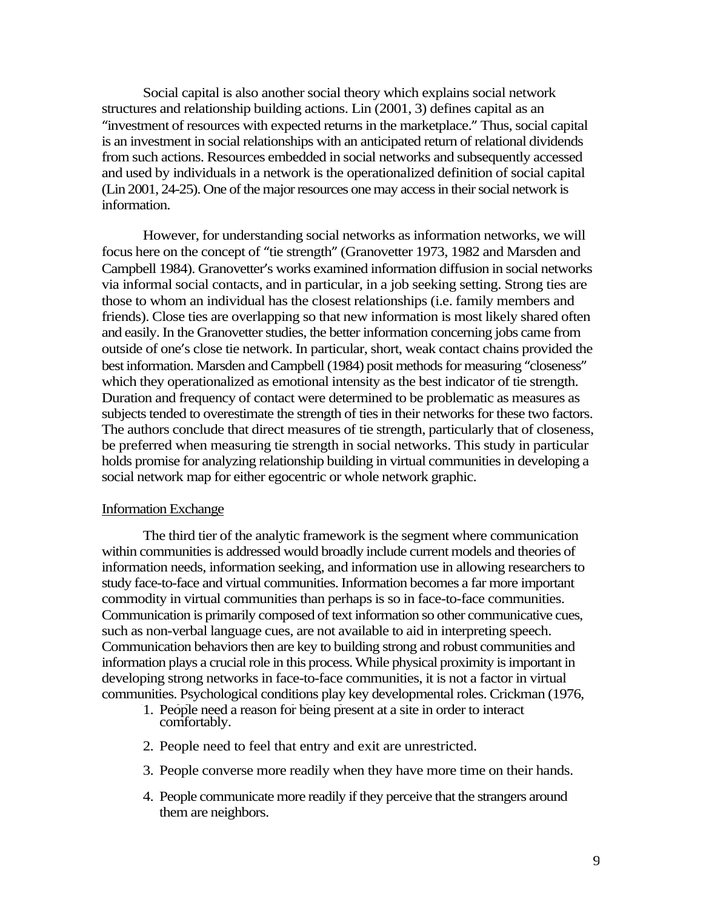Social capital is also another social theory which explains social network structures and relationship building actions. Lin (2001, 3) defines capital as an "investment of resources with expected returns in the marketplace." Thus, social capital is an investment in social relationships with an anticipated return of relational dividends from such actions. Resources embedded in social networks and subsequently accessed and used by individuals in a network is the operationalized definition of social capital (Lin 2001, 24-25). One of the major resources one may access in their social network is information.

However, for understanding social networks as information networks, we will focus here on the concept of "tie strength" (Granovetter 1973, 1982 and Marsden and Campbell 1984). Granovetter's works examined information diffusion in social networks via informal social contacts, and in particular, in a job seeking setting. Strong ties are those to whom an individual has the closest relationships (i.e. family members and friends). Close ties are overlapping so that new information is most likely shared often and easily. In the Granovetter studies, the better information concerning jobs came from outside of one's close tie network. In particular, short, weak contact chains provided the best information. Marsden and Campbell (1984) posit methods for measuring "closeness" which they operationalized as emotional intensity as the best indicator of tie strength. Duration and frequency of contact were determined to be problematic as measures as subjects tended to overestimate the strength of ties in their networks for these two factors. The authors conclude that direct measures of tie strength, particularly that of closeness, be preferred when measuring tie strength in social networks. This study in particular holds promise for analyzing relationship building in virtual communities in developing a social network map for either egocentric or whole network graphic.

Information Exchange

The third tier of the analytic framework is the segment where communication within communities is addressed would broadly include current models and theories of information needs, information seeking, and information use in allowing researchers to study face-to-face and virtual communities. Information becomes a far more important commodity in virtual communities than perhaps is so in face-to-face communities. Communication is primarily composed of text information so other communicative cues, such as non-verbal language cues, are not available to aid in interpreting speech. Communication behaviors then are key to building strong and robust communities and information plays a crucial role in this process. While physical proximity is important in developing strong networks in face-to-face communities, it is not a factor in virtual communities. Psychological conditions play key developmental roles. Crickman (1976,

1. People need a reason for being present at a site in order to interact comfortably.
2. People need to feel that entry and exit are unrestricted.
3. People converse more readily when they have more time on their hands.
4. People communicate more readily if they perceive that the strangers around them are neighbors.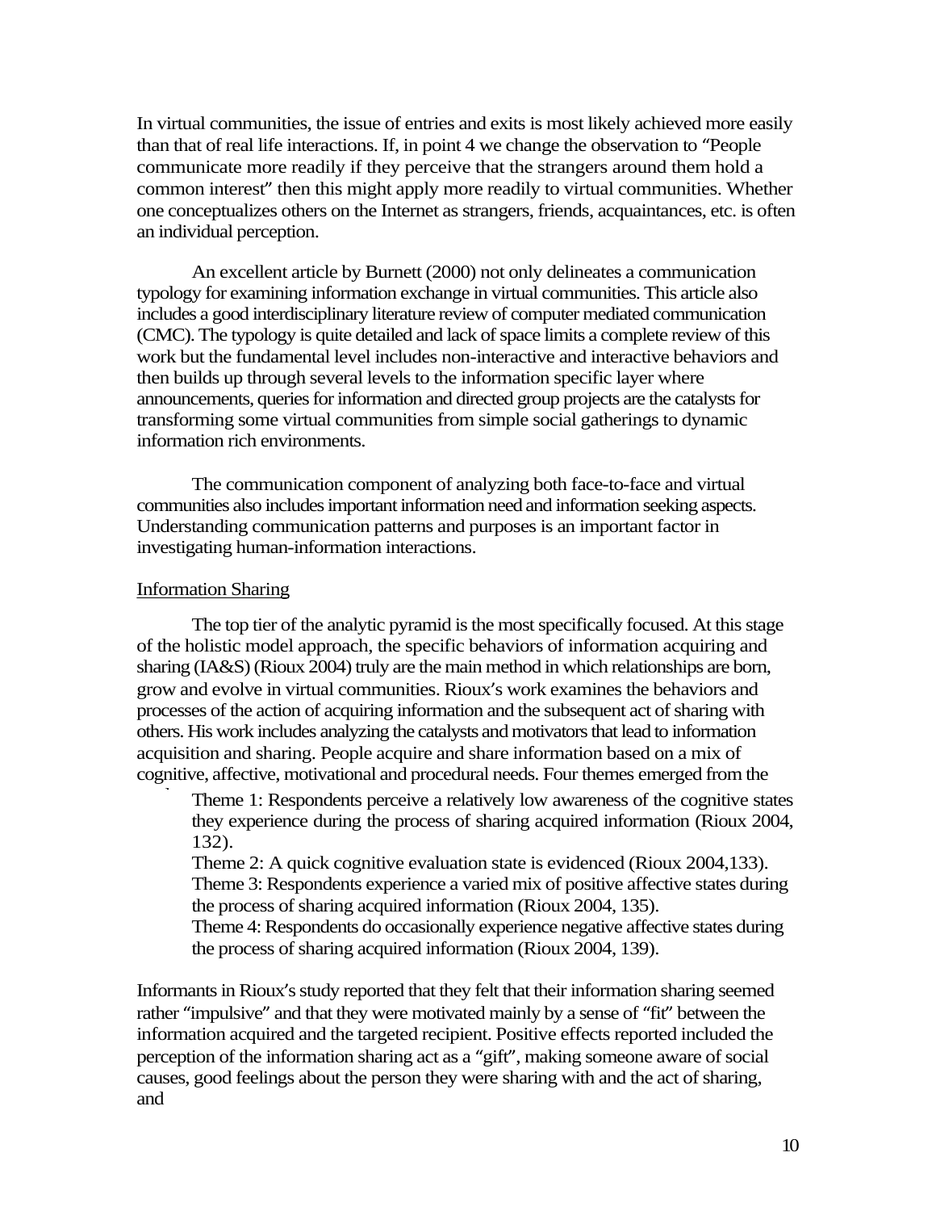In virtual communities, the issue of entries and exits is most likely achieved more easily than that of real life interactions. If, in point 4 we change the observation to "People communicate more readily if they perceive that the strangers around them hold a common interest" then this might apply more readily to virtual communities. Whether one conceptualizes others on the Internet as strangers, friends, acquaintances, etc. is often an individual perception.

An excellent article by Burnett (2000) not only delineates a communication typology for examining information exchange in virtual communities. This article also includes a good interdisciplinary literature review of computer mediated communication (CMC). The typology is quite detailed and lack of space limits a complete review of this work but the fundamental level includes non-interactive and interactive behaviors and then builds up through several levels to the information specific layer where announcements, queries for information and directed group projects are the catalysts for transforming some virtual communities from simple social gatherings to dynamic information rich environments.

The communication component of analyzing both face-to-face and virtual communities also includes important information need and information seeking aspects. Understanding communication patterns and purposes is an important factor in investigating human-information interactions.

## Information Sharing

The top tier of the analytic pyramid is the most specifically focused. At this stage of the holistic model approach, the specific behaviors of information acquiring and sharing (IA&S) (Rioux 2004) truly are the main method in which relationships are born, grow and evolve in virtual communities. Rioux's work examines the behaviors and processes of the action of acquiring information and the subsequent act of sharing with others. His work includes analyzing the catalysts and motivators that lead to information acquisition and sharing. People acquire and share information based on a mix of cognitive, affective, motivational and procedural needs. Four themes emerged from the

> Theme 1: Respondents perceive a relatively low awareness of the cognitive states they experience during the process of sharing acquired information (Rioux 2004, 132).
> Theme 2: A quick cognitive evaluation state is evidenced (Rioux 2004,133).
> Theme 3: Respondents experience a varied mix of positive affective states during the process of sharing acquired information (Rioux 2004, 135).
> Theme 4: Respondents do occasionally experience negative affective states during the process of sharing acquired information (Rioux 2004, 139).

Informants in Rioux's study reported that they felt that their information sharing seemed rather "impulsive" and that they were motivated mainly by a sense of "fit" between the information acquired and the targeted recipient. Positive effects reported included the perception of the information sharing act as a "gift", making someone aware of social causes, good feelings about the person they were sharing with and the act of sharing, and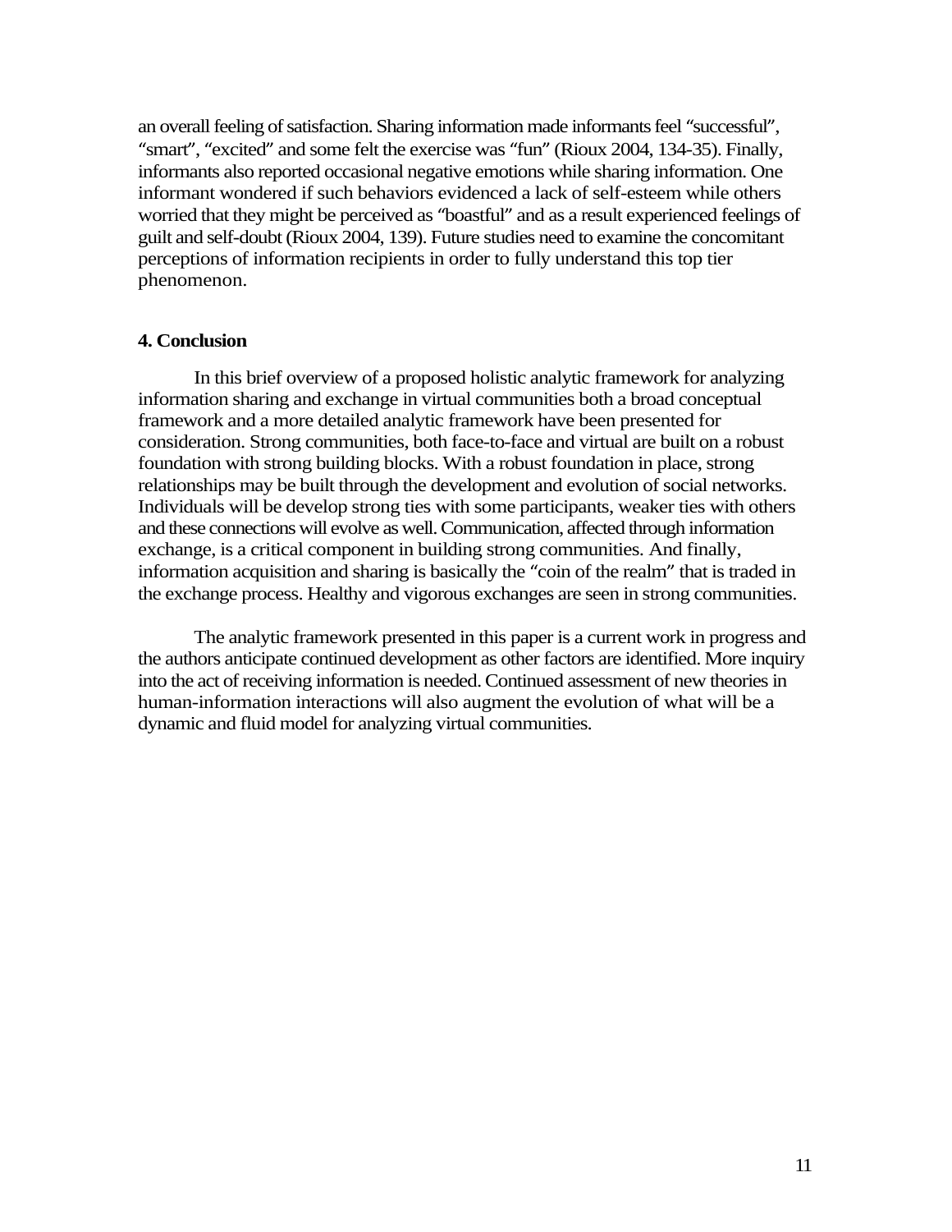an overall feeling of satisfaction. Sharing information made informants feel "successful", "smart", "excited" and some felt the exercise was "fun" (Rioux 2004, 134-35). Finally, informants also reported occasional negative emotions while sharing information. One informant wondered if such behaviors evidenced a lack of self-esteem while others worried that they might be perceived as "boastful" and as a result experienced feelings of guilt and self-doubt (Rioux 2004, 139). Future studies need to examine the concomitant perceptions of information recipients in order to fully understand this top tier phenomenon.

**4. Conclusion**

In this brief overview of a proposed holistic analytic framework for analyzing information sharing and exchange in virtual communities both a broad conceptual framework and a more detailed analytic framework have been presented for consideration. Strong communities, both face-to-face and virtual are built on a robust foundation with strong building blocks. With a robust foundation in place, strong relationships may be built through the development and evolution of social networks. Individuals will be develop strong ties with some participants, weaker ties with others and these connections will evolve as well. Communication, affected through information exchange, is a critical component in building strong communities. And finally, information acquisition and sharing is basically the "coin of the realm" that is traded in the exchange process. Healthy and vigorous exchanges are seen in strong communities.

The analytic framework presented in this paper is a current work in progress and the authors anticipate continued development as other factors are identified. More inquiry into the act of receiving information is needed. Continued assessment of new theories in human-information interactions will also augment the evolution of what will be a dynamic and fluid model for analyzing virtual communities.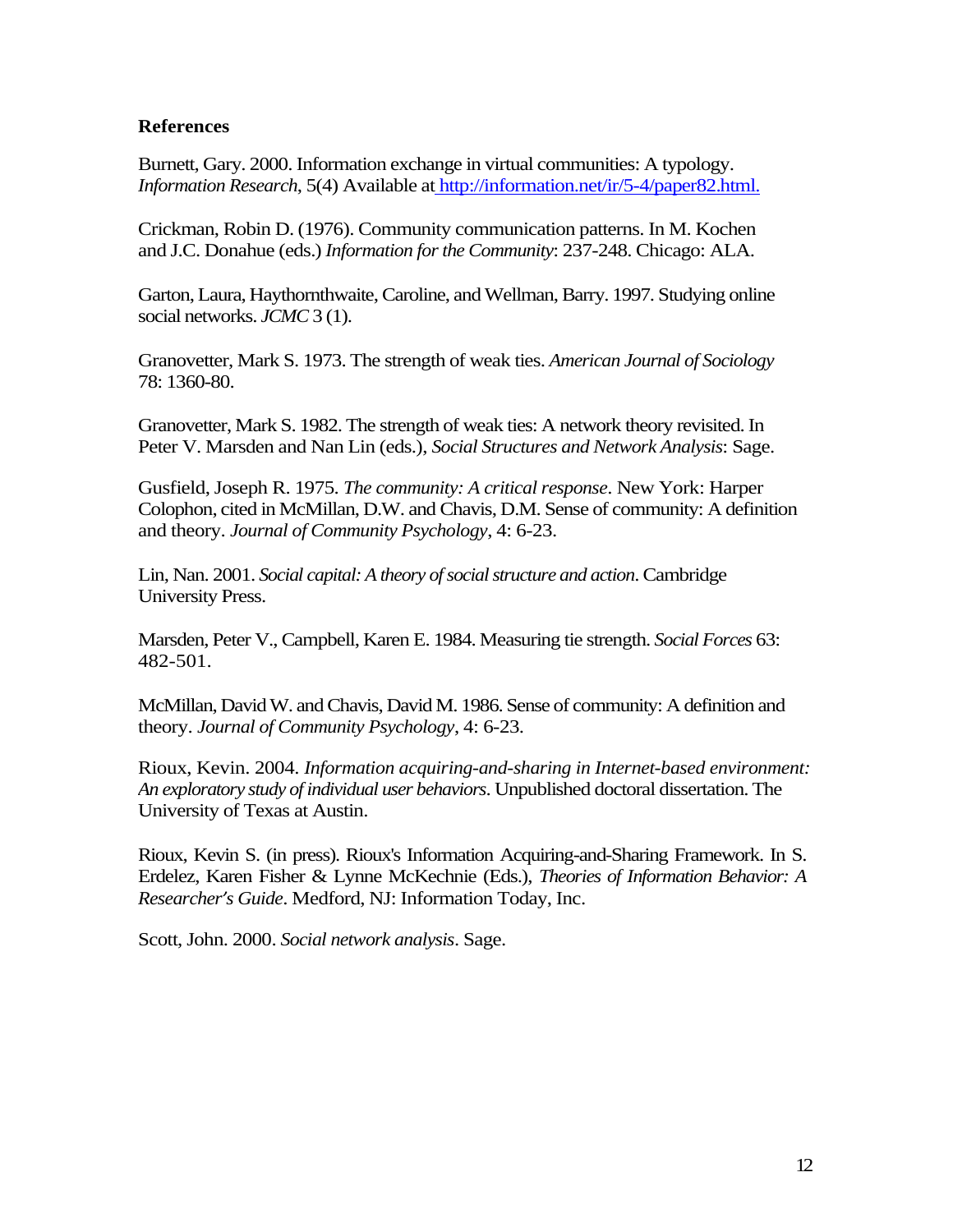**References**

Burnett, Gary. 2000. Information exchange in virtual communities: A typology. *Information Research*, 5(4) Available at http://information.net/ir/5-4/paper82.html.

Crickman, Robin D. (1976). Community communication patterns. In M. Kochen and J.C. Donahue (eds.) *Information for the Community*: 237-248. Chicago: ALA.

Garton, Laura, Haythornthwaite, Caroline, and Wellman, Barry. 1997. Studying online social networks. *JCMC* 3 (1).

Granovetter, Mark S. 1973. The strength of weak ties. *American Journal of Sociology* 78: 1360-80.

Granovetter, Mark S. 1982. The strength of weak ties: A network theory revisited. In Peter V. Marsden and Nan Lin (eds.), *Social Structures and Network Analysis*: Sage.

Gusfield, Joseph R. 1975. *The community: A critical response*. New York: Harper Colophon, cited in McMillan, D.W. and Chavis, D.M. Sense of community: A definition and theory. *Journal of Community Psychology*, 4: 6-23.

Lin, Nan. 2001. *Social capital: A theory of social structure and action*. Cambridge University Press.

Marsden, Peter V., Campbell, Karen E. 1984. Measuring tie strength. *Social Forces* 63: 482-501.

McMillan, David W. and Chavis, David M. 1986. Sense of community: A definition and theory. *Journal of Community Psychology*, 4: 6-23.

Rioux, Kevin. 2004. *Information acquiring-and-sharing in Internet-based environment: An exploratory study of individual user behaviors*. Unpublished doctoral dissertation. The University of Texas at Austin.

Rioux, Kevin S. (in press). Rioux's Information Acquiring-and-Sharing Framework. In S. Erdelez, Karen Fisher & Lynne McKechnie (Eds.), *Theories of Information Behavior: A Researcher's Guide*. Medford, NJ: Information Today, Inc.

Scott, John. 2000. *Social network analysis*. Sage.